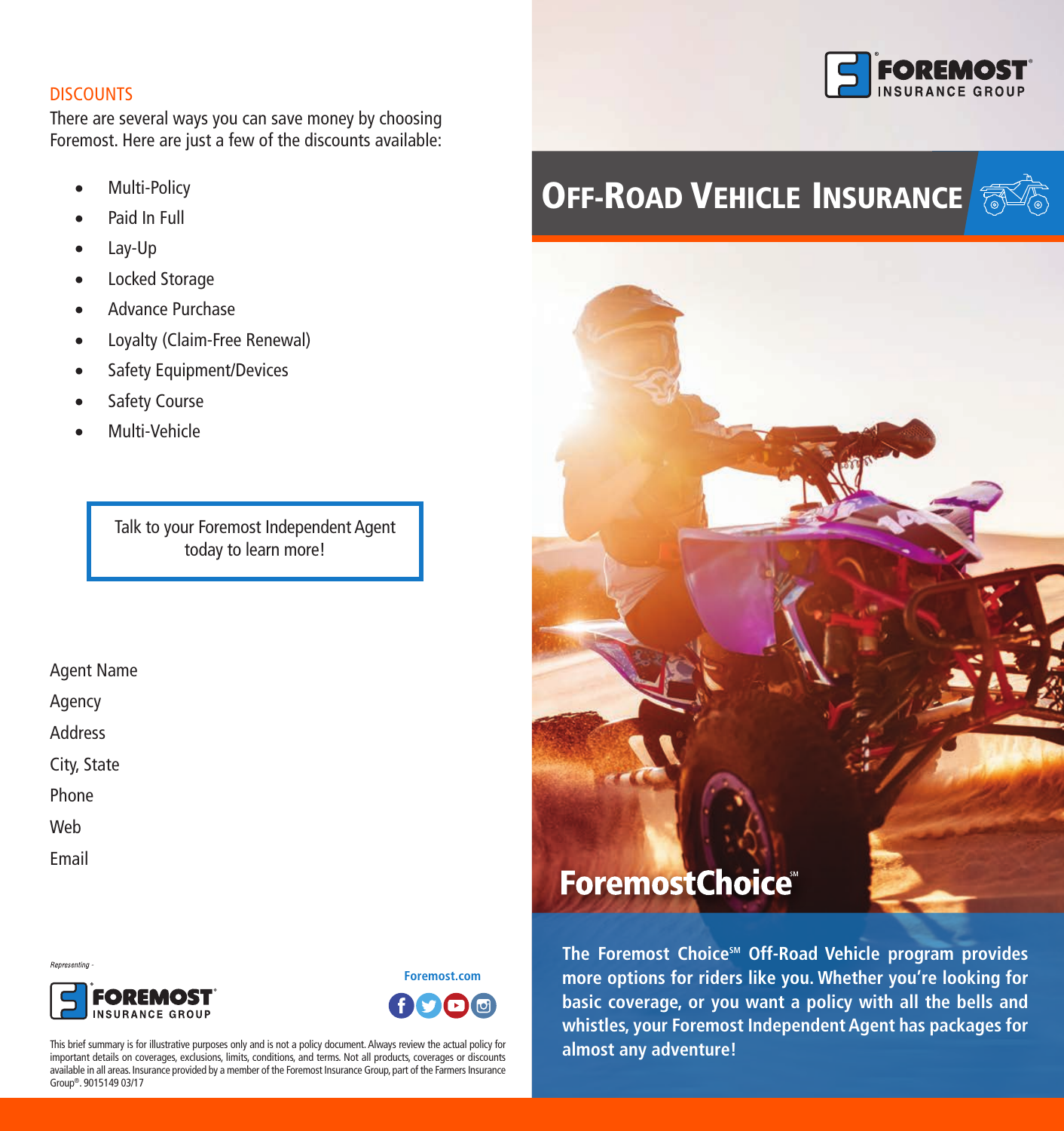## DISCOUNTS

There are several ways you can save money by choosing Foremost. Here are just a few of the discounts available:

- Multi-Policy
- Paid In Full
- Lay-Up
- Locked Storage
- Advance Purchase
- Loyalty (Claim-Free Renewal)
- Safety Equipment/Devices
- Safety Course
- Multi-Vehicle

Talk to your Foremost Independent Agent today to learn more!

Agent Name

Agency

Address

City, State

Phone

Web

Email

*Representing -*

FOREMOST INSURANCE GROUP

**Foremost.com**

This brief summary is for illustrative purposes only and is not a policy document. Always review the actual policy for important details on coverages, exclusions, limits, conditions, and terms. Not all products, coverages or discounts available in all areas. Insurance provided by a member of the Foremost Insurance Group, part of the Farmers Insurance Group®. 9015149 03/17

FOREMOST INSURANCE GROUP

# OFF-ROAD VEHICLE INSURANCE

## ForemostChoice℠

**The Foremost Choice℠ Off-Road Vehicle program provides more options for riders like you. Whether you're looking for basic coverage, or you want a policy with all the bells and whistles, your Foremost Independent Agent has packages for almost any adventure!**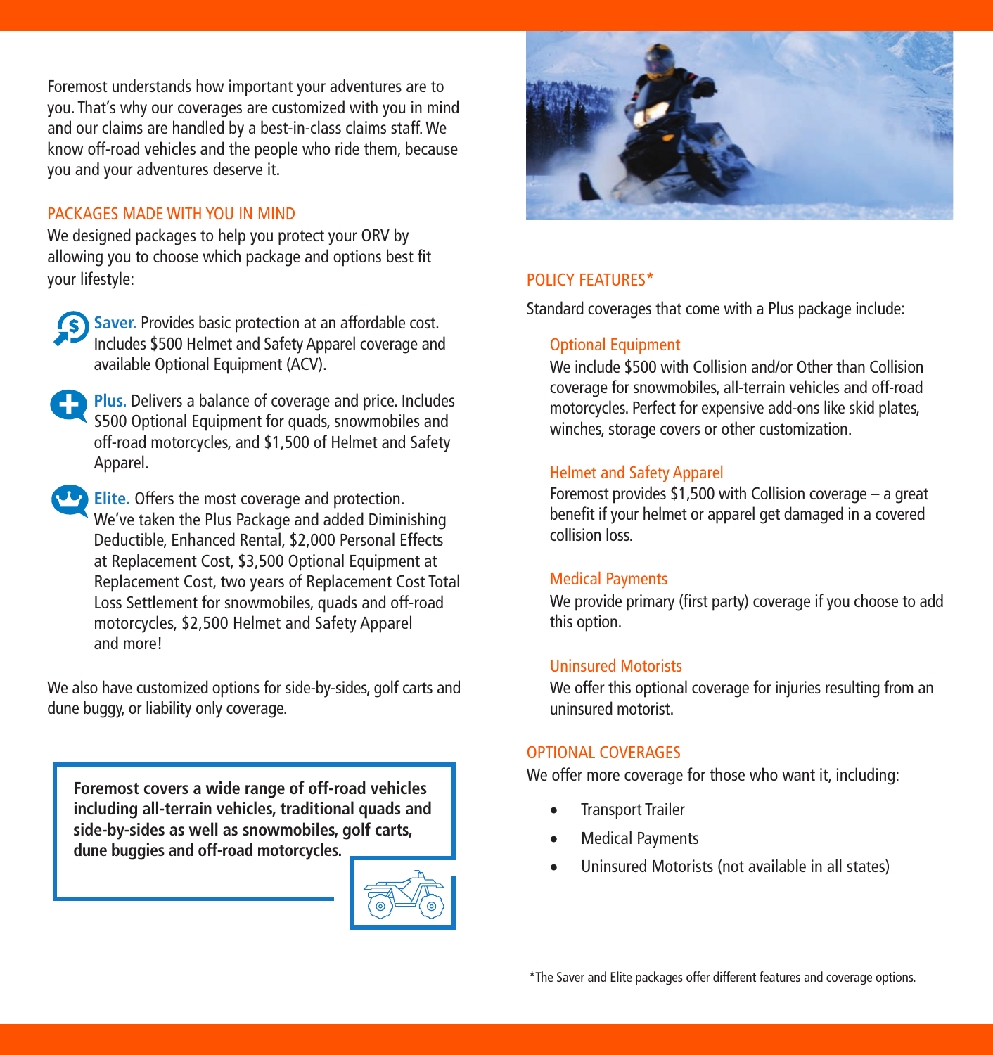Foremost understands how important your adventures are to you. That's why our coverages are customized with you in mind and our claims are handled by a best-in-class claims staff. We know off-road vehicles and the people who ride them, because you and your adventures deserve it.

## PACKAGES MADE WITH YOU IN MIND

We designed packages to help you protect your ORV by allowing you to choose which package and options best fit your lifestyle:

**Saver.** Provides basic protection at an affordable cost. Includes $500 Helmet and Safety Apparel coverage and available Optional Equipment (ACV).

**Plus.** Delivers a balance of coverage and price. Includes $500 Optional Equipment for quads, snowmobiles and off-road motorcycles, and $1,500 of Helmet and Safety Apparel.

**Elite.** Offers the most coverage and protection. We've taken the Plus Package and added Diminishing Deductible, Enhanced Rental, $2,000 Personal Effects at Replacement Cost, $3,500 Optional Equipment at Replacement Cost, two years of Replacement Cost Total Loss Settlement for snowmobiles, quads and off-road motorcycles, $2,500 Helmet and Safety Apparel and more!

We also have customized options for side-by-sides, golf carts and dune buggy, or liability only coverage.

**Foremost covers a wide range of off-road vehicles including all-terrain vehicles, traditional quads and side-by-sides as well as snowmobiles, golf carts, dune buggies and off-road motorcycles.**

## POLICY FEATURES*

Standard coverages that come with a Plus package include:

### Optional Equipment

We include $500 with Collision and/or Other than Collision coverage for snowmobiles, all-terrain vehicles and off-road motorcycles. Perfect for expensive add-ons like skid plates, winches, storage covers or other customization.

### Helmet and Safety Apparel

Foremost provides $1,500 with Collision coverage – a great benefit if your helmet or apparel get damaged in a covered collision loss.

### Medical Payments

We provide primary (first party) coverage if you choose to add this option.

### Uninsured Motorists

We offer this optional coverage for injuries resulting from an uninsured motorist.

## OPTIONAL COVERAGES

We offer more coverage for those who want it, including:

- Transport Trailer
- Medical Payments
- Uninsured Motorists (not available in all states)

*The Saver and Elite packages offer different features and coverage options.